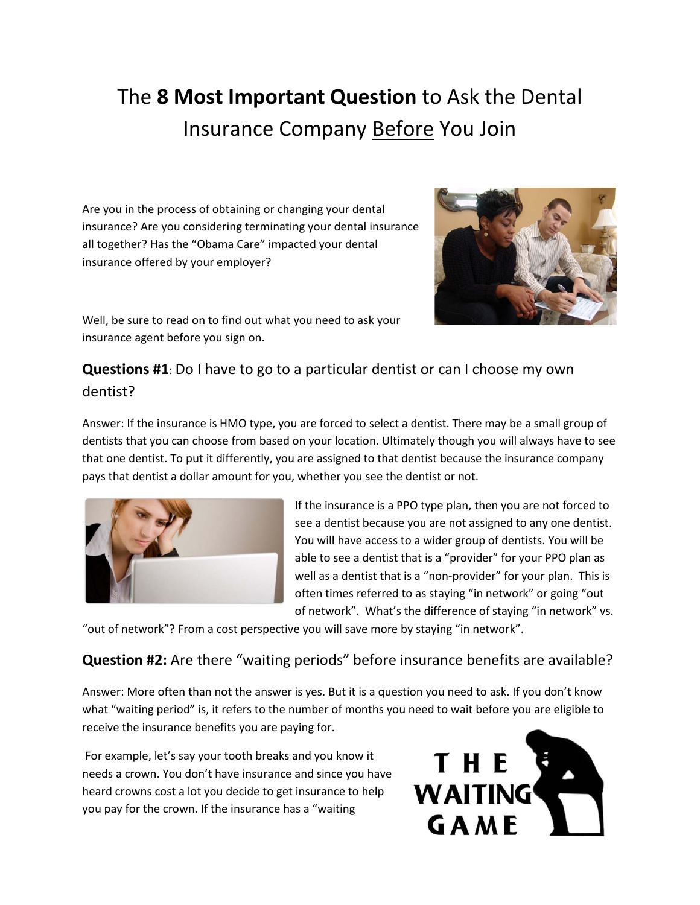# The **8 Most Important Question** to Ask the Dental Insurance Company Before You Join

Are you in the process of obtaining or changing your dental insurance? Are you considering terminating your dental insurance all together? Has the "Obama Care" impacted your dental insurance offered by your employer?

Well, be sure to read on to find out what you need to ask your insurance agent before you sign on.

## **Questions #1**: Do I have to go to a particular dentist or can I choose my own dentist?

Answer: If the insurance is HMO type, you are forced to select a dentist. There may be a small group of dentists that you can choose from based on your location. Ultimately though you will always have to see that one dentist. To put it differently, you are assigned to that dentist because the insurance company pays that dentist a dollar amount for you, whether you see the dentist or not.

If the insurance is a PPO type plan, then you are not forced to see a dentist because you are not assigned to any one dentist. You will have access to a wider group of dentists. You will be able to see a dentist that is a "provider" for your PPO plan as well as a dentist that is a "non-provider" for your plan. This is often times referred to as staying "in network" or going "out of network". What's the difference of staying "in network" vs. "out of network"? From a cost perspective you will save more by staying "in network".

## **Question #2:** Are there "waiting periods" before insurance benefits are available?

Answer: More often than not the answer is yes. But it is a question you need to ask. If you don't know what "waiting period" is, it refers to the number of months you need to wait before you are eligible to receive the insurance benefits you are paying for.

For example, let's say your tooth breaks and you know it needs a crown. You don't have insurance and since you have heard crowns cost a lot you decide to get insurance to help you pay for the crown. If the insurance has a "waiting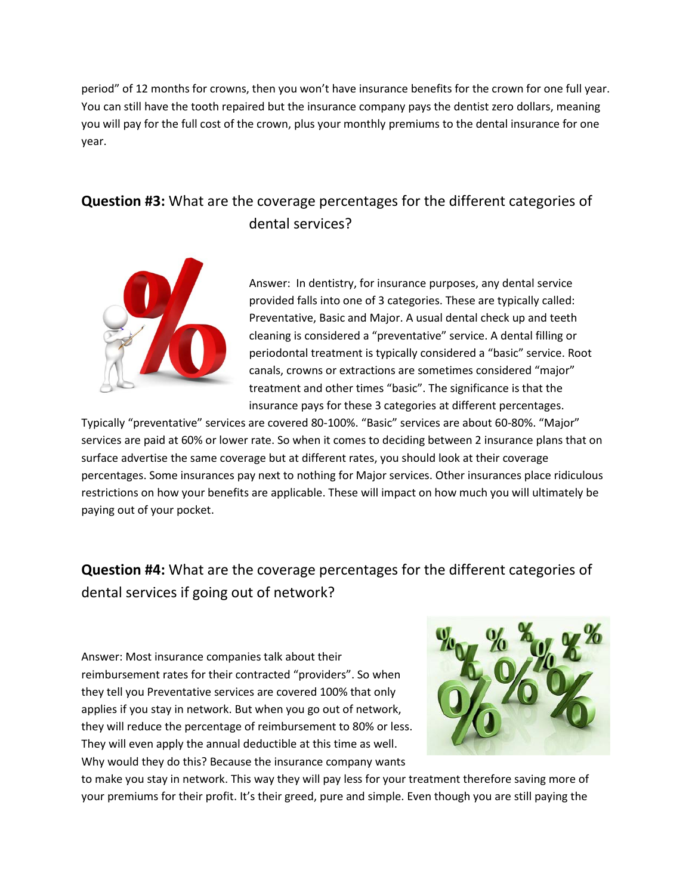period" of 12 months for crowns, then you won't have insurance benefits for the crown for one full year. You can still have the tooth repaired but the insurance company pays the dentist zero dollars, meaning you will pay for the full cost of the crown, plus your monthly premiums to the dental insurance for one year.

## **Question #3:** What are the coverage percentages for the different categories of dental services?

Answer: In dentistry, for insurance purposes, any dental service provided falls into one of 3 categories. These are typically called: Preventative, Basic and Major. A usual dental check up and teeth cleaning is considered a "preventative" service. A dental filling or periodontal treatment is typically considered a "basic" service. Root canals, crowns or extractions are sometimes considered "major" treatment and other times "basic". The significance is that the insurance pays for these 3 categories at different percentages. Typically "preventative" services are covered 80-100%. "Basic" services are about 60-80%. "Major" services are paid at 60% or lower rate. So when it comes to deciding between 2 insurance plans that on surface advertise the same coverage but at different rates, you should look at their coverage percentages. Some insurances pay next to nothing for Major services. Other insurances place ridiculous restrictions on how your benefits are applicable. These will impact on how much you will ultimately be paying out of your pocket.

## **Question #4:** What are the coverage percentages for the different categories of dental services if going out of network?

Answer: Most insurance companies talk about their reimbursement rates for their contracted "providers". So when they tell you Preventative services are covered 100% that only applies if you stay in network. But when you go out of network, they will reduce the percentage of reimbursement to 80% or less. They will even apply the annual deductible at this time as well. Why would they do this? Because the insurance company wants to make you stay in network. This way they will pay less for your treatment therefore saving more of your premiums for their profit. It's their greed, pure and simple. Even though you are still paying the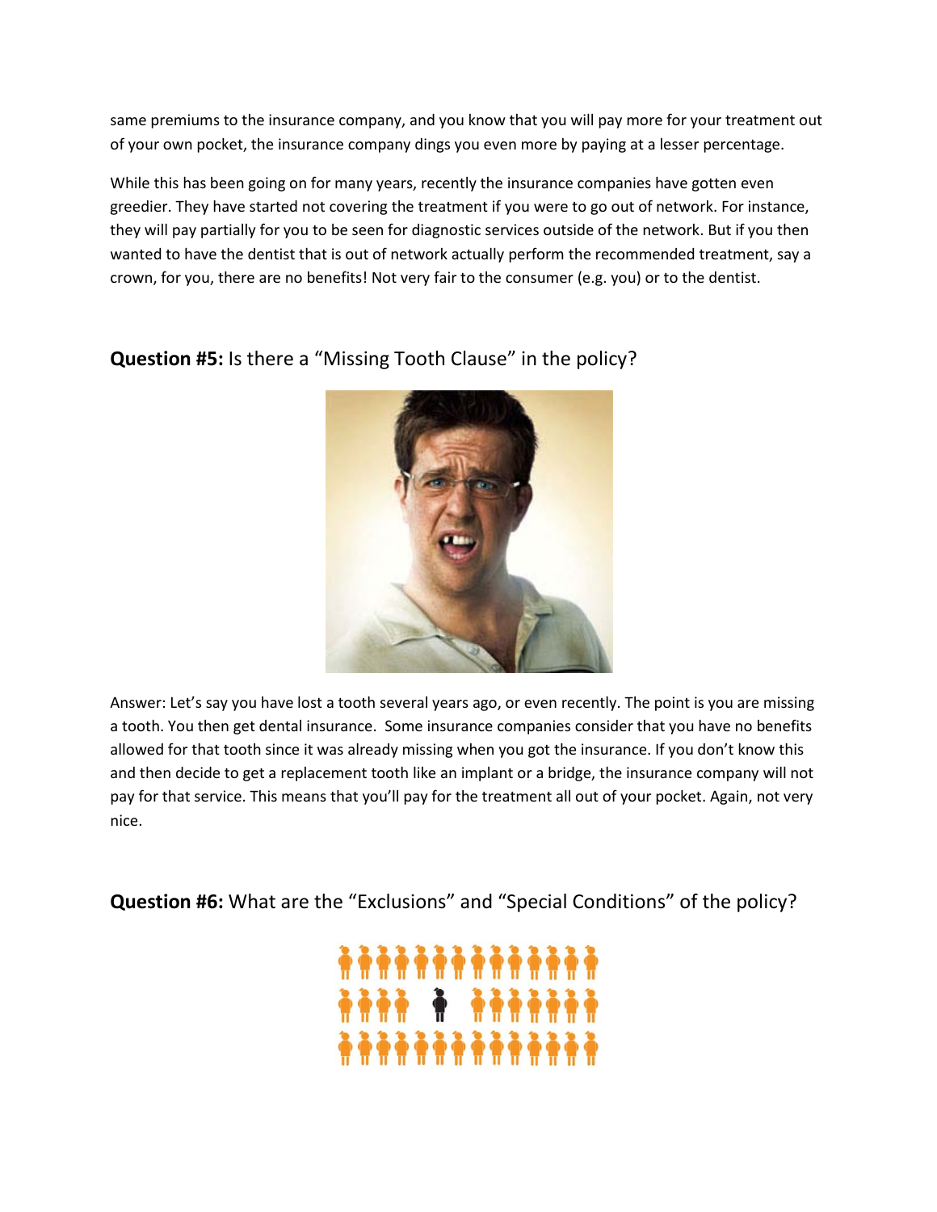same premiums to the insurance company, and you know that you will pay more for your treatment out of your own pocket, the insurance company dings you even more by paying at a lesser percentage.

While this has been going on for many years, recently the insurance companies have gotten even greedier. They have started not covering the treatment if you were to go out of network. For instance, they will pay partially for you to be seen for diagnostic services outside of the network. But if you then wanted to have the dentist that is out of network actually perform the recommended treatment, say a crown, for you, there are no benefits! Not very fair to the consumer (e.g. you) or to the dentist.

## **Question #5:** Is there a "Missing Tooth Clause" in the policy?

Answer: Let's say you have lost a tooth several years ago, or even recently. The point is you are missing a tooth. You then get dental insurance. Some insurance companies consider that you have no benefits allowed for that tooth since it was already missing when you got the insurance. If you don't know this and then decide to get a replacement tooth like an implant or a bridge, the insurance company will not pay for that service. This means that you'll pay for the treatment all out of your pocket. Again, not very nice.

## **Question #6:** What are the "Exclusions" and "Special Conditions" of the policy?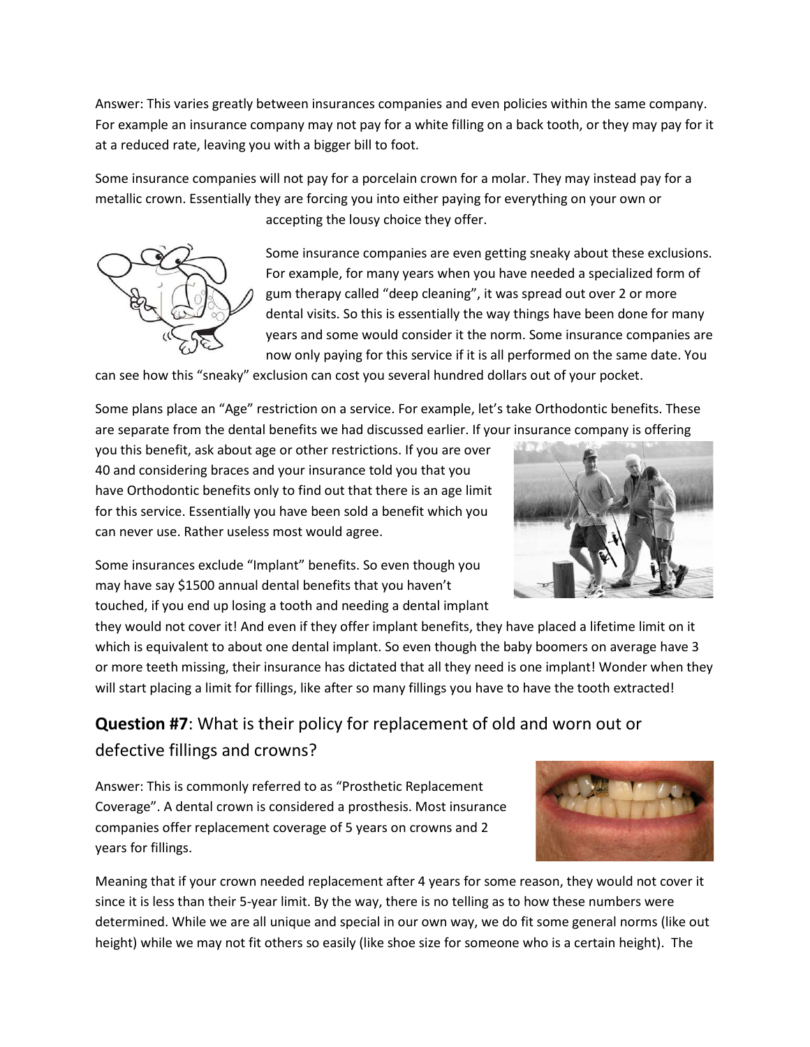Answer: This varies greatly between insurances companies and even policies within the same company. For example an insurance company may not pay for a white filling on a back tooth, or they may pay for it at a reduced rate, leaving you with a bigger bill to foot.

Some insurance companies will not pay for a porcelain crown for a molar. They may instead pay for a metallic crown. Essentially they are forcing you into either paying for everything on your own or accepting the lousy choice they offer.

Some insurance companies are even getting sneaky about these exclusions. For example, for many years when you have needed a specialized form of gum therapy called "deep cleaning", it was spread out over 2 or more dental visits. So this is essentially the way things have been done for many years and some would consider it the norm. Some insurance companies are now only paying for this service if it is all performed on the same date. You can see how this "sneaky" exclusion can cost you several hundred dollars out of your pocket.

Some plans place an "Age" restriction on a service. For example, let's take Orthodontic benefits. These are separate from the dental benefits we had discussed earlier. If your insurance company is offering you this benefit, ask about age or other restrictions. If you are over 40 and considering braces and your insurance told you that you have Orthodontic benefits only to find out that there is an age limit for this service. Essentially you have been sold a benefit which you can never use. Rather useless most would agree.

Some insurances exclude "Implant" benefits. So even though you may have say $1500 annual dental benefits that you haven't touched, if you end up losing a tooth and needing a dental implant they would not cover it! And even if they offer implant benefits, they have placed a lifetime limit on it which is equivalent to about one dental implant. So even though the baby boomers on average have 3 or more teeth missing, their insurance has dictated that all they need is one implant! Wonder when they will start placing a limit for fillings, like after so many fillings you have to have the tooth extracted!

## **Question #7**: What is their policy for replacement of old and worn out or defective fillings and crowns?

Answer: This is commonly referred to as "Prosthetic Replacement Coverage". A dental crown is considered a prosthesis. Most insurance companies offer replacement coverage of 5 years on crowns and 2 years for fillings.

Meaning that if your crown needed replacement after 4 years for some reason, they would not cover it since it is less than their 5-year limit. By the way, there is no telling as to how these numbers were determined. While we are all unique and special in our own way, we do fit some general norms (like out height) while we may not fit others so easily (like shoe size for someone who is a certain height). The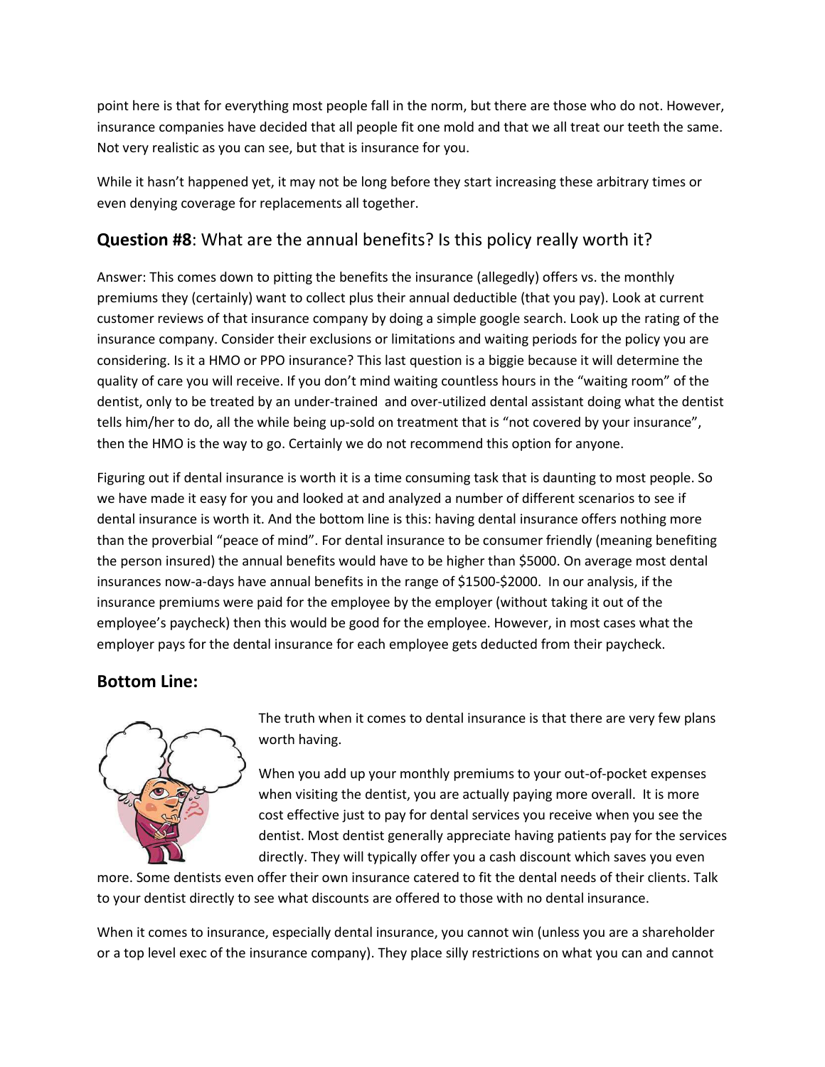point here is that for everything most people fall in the norm, but there are those who do not. However, insurance companies have decided that all people fit one mold and that we all treat our teeth the same. Not very realistic as you can see, but that is insurance for you.

While it hasn't happened yet, it may not be long before they start increasing these arbitrary times or even denying coverage for replacements all together.

## **Question #8**: What are the annual benefits? Is this policy really worth it?

Answer: This comes down to pitting the benefits the insurance (allegedly) offers vs. the monthly premiums they (certainly) want to collect plus their annual deductible (that you pay). Look at current customer reviews of that insurance company by doing a simple google search. Look up the rating of the insurance company. Consider their exclusions or limitations and waiting periods for the policy you are considering. Is it a HMO or PPO insurance? This last question is a biggie because it will determine the quality of care you will receive. If you don't mind waiting countless hours in the "waiting room" of the dentist, only to be treated by an under-trained and over-utilized dental assistant doing what the dentist tells him/her to do, all the while being up-sold on treatment that is "not covered by your insurance", then the HMO is the way to go. Certainly we do not recommend this option for anyone.

Figuring out if dental insurance is worth it is a time consuming task that is daunting to most people. So we have made it easy for you and looked at and analyzed a number of different scenarios to see if dental insurance is worth it. And the bottom line is this: having dental insurance offers nothing more than the proverbial "peace of mind". For dental insurance to be consumer friendly (meaning benefiting the person insured) the annual benefits would have to be higher than $5000. On average most dental insurances now-a-days have annual benefits in the range of $1500-$2000. In our analysis, if the insurance premiums were paid for the employee by the employer (without taking it out of the employee's paycheck) then this would be good for the employee. However, in most cases what the employer pays for the dental insurance for each employee gets deducted from their paycheck.

## **Bottom Line:**

The truth when it comes to dental insurance is that there are very few plans worth having.

When you add up your monthly premiums to your out-of-pocket expenses when visiting the dentist, you are actually paying more overall. It is more cost effective just to pay for dental services you receive when you see the dentist. Most dentist generally appreciate having patients pay for the services directly. They will typically offer you a cash discount which saves you even more. Some dentists even offer their own insurance catered to fit the dental needs of their clients. Talk to your dentist directly to see what discounts are offered to those with no dental insurance.

When it comes to insurance, especially dental insurance, you cannot win (unless you are a shareholder or a top level exec of the insurance company). They place silly restrictions on what you can and cannot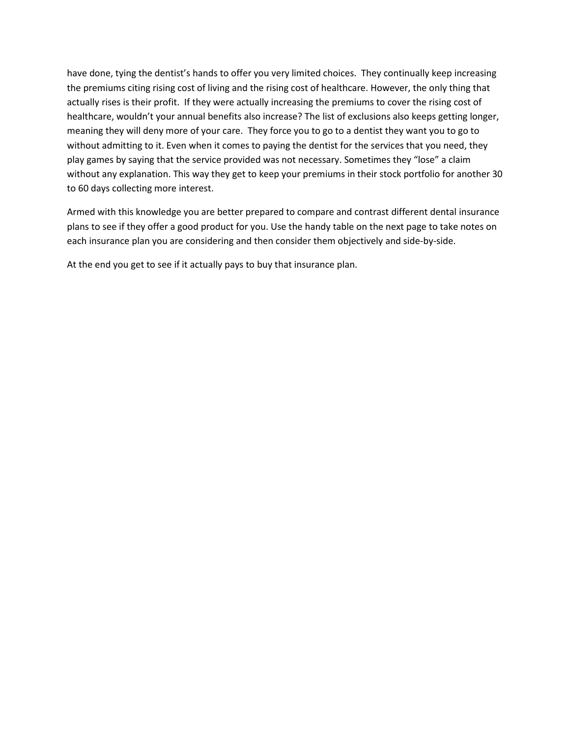have done, tying the dentist's hands to offer you very limited choices. They continually keep increasing the premiums citing rising cost of living and the rising cost of healthcare. However, the only thing that actually rises is their profit. If they were actually increasing the premiums to cover the rising cost of healthcare, wouldn't your annual benefits also increase? The list of exclusions also keeps getting longer, meaning they will deny more of your care. They force you to go to a dentist they want you to go to without admitting to it. Even when it comes to paying the dentist for the services that you need, they play games by saying that the service provided was not necessary. Sometimes they "lose" a claim without any explanation. This way they get to keep your premiums in their stock portfolio for another 30 to 60 days collecting more interest.

Armed with this knowledge you are better prepared to compare and contrast different dental insurance plans to see if they offer a good product for you. Use the handy table on the next page to take notes on each insurance plan you are considering and then consider them objectively and side-by-side.

At the end you get to see if it actually pays to buy that insurance plan.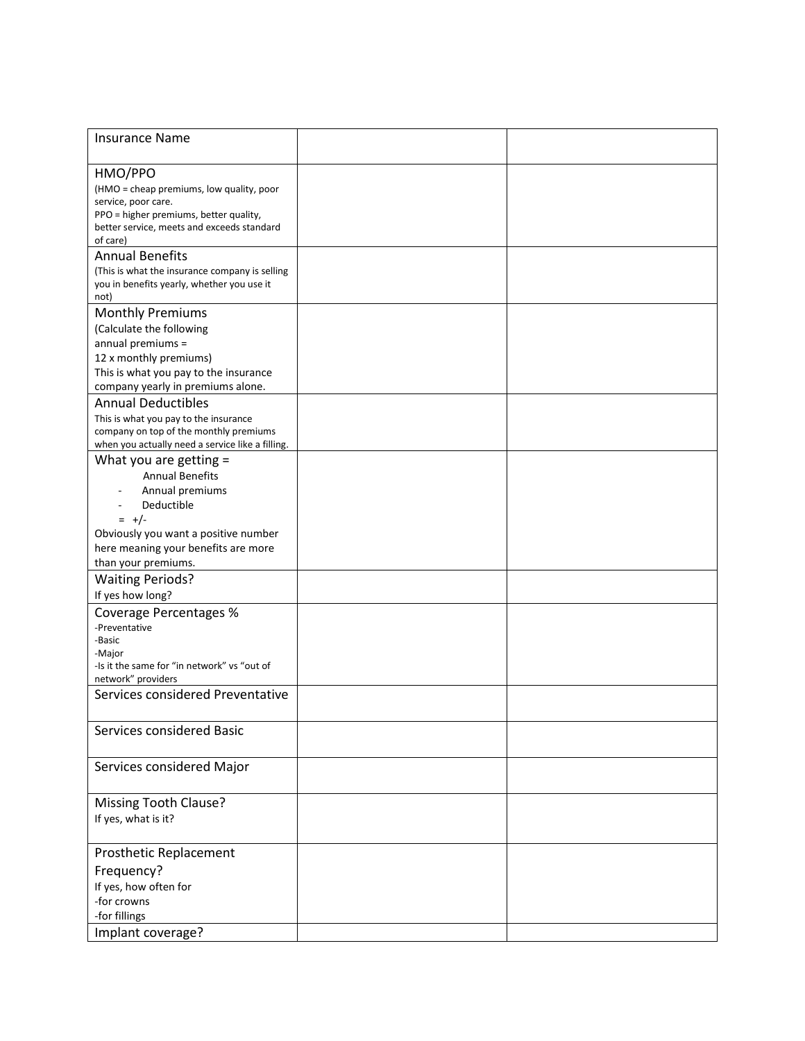| Insurance Name | | |
|---|---|---|
| HMO/PPO<br>(HMO = cheap premiums, low quality, poor service, poor care.<br>PPO = higher premiums, better quality, better service, meets and exceeds standard of care) | | |
| Annual Benefits<br>(This is what the insurance company is selling you in benefits yearly, whether you use it not) | | |
| Monthly Premiums<br>(Calculate the following<br>annual premiums =<br>12 x monthly premiums)<br>This is what you pay to the insurance company yearly in premiums alone. | | |
| Annual Deductibles<br>This is what you pay to the insurance company on top of the monthly premiums when you actually need a service like a filling. | | |
| What you are getting =<br>Annual Benefits<br>- Annual premiums<br>- Deductible<br>= +/-<br>Obviously you want a positive number here meaning your benefits are more than your premiums. | | |
| Waiting Periods?<br>If yes how long? | | |
| Coverage Percentages %<br>-Preventative<br>-Basic<br>-Major<br>-Is it the same for "in network" vs "out of network" providers | | |
| Services considered Preventative | | |
| Services considered Basic | | |
| Services considered Major | | |
| Missing Tooth Clause?<br>If yes, what is it? | | |
| Prosthetic Replacement Frequency?<br>If yes, how often for<br>-for crowns<br>-for fillings | | |
| Implant coverage? | | |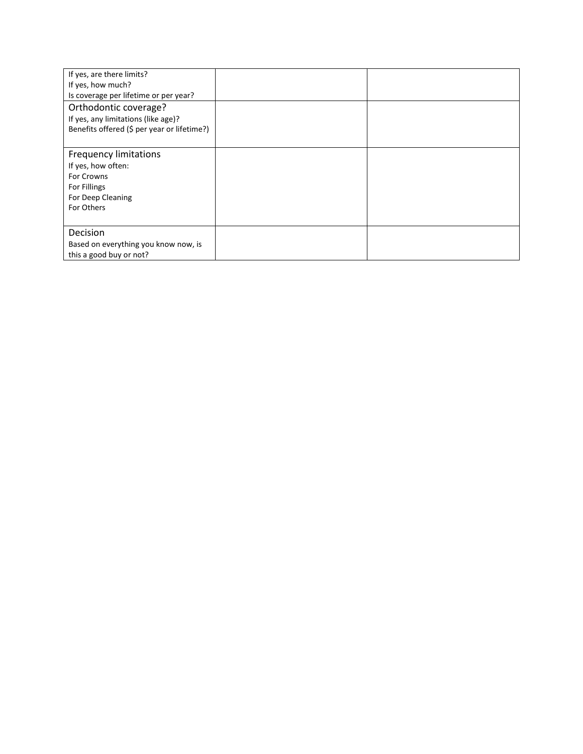| | | |
|---|---|---|
| If yes, are there limits?<br>If yes, how much?<br>Is coverage per lifetime or per year? | | |
| Orthodontic coverage?<br>If yes, any limitations (like age)?<br>Benefits offered ($ per year or lifetime?) | | |
| Frequency limitations<br>If yes, how often:<br>For Crowns<br>For Fillings<br>For Deep Cleaning<br>For Others | | |
| Decision<br>Based on everything you know now, is this a good buy or not? | | |